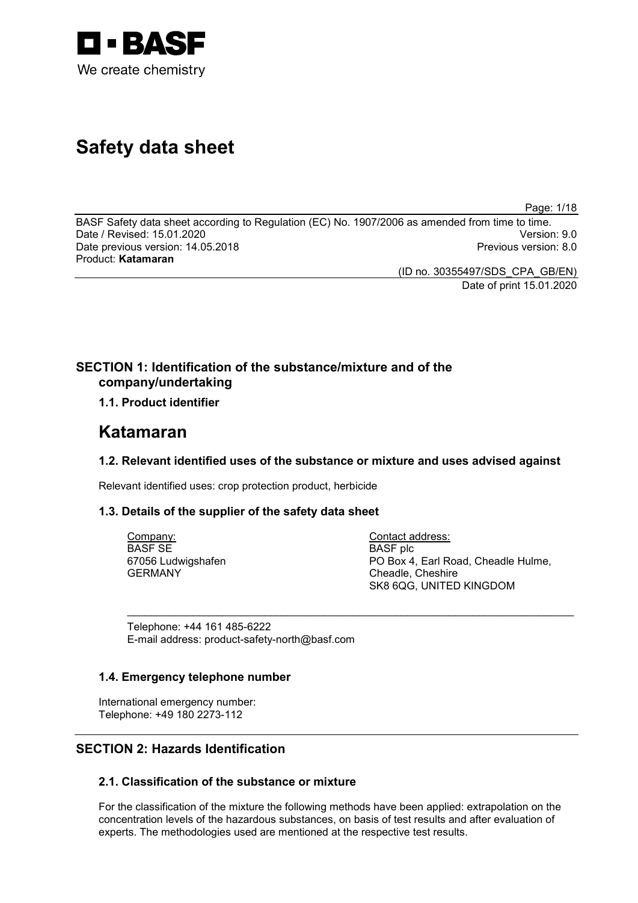BASF

We create chemistry

# Safety data sheet

BASF Safety data sheet according to Regulation (EC) No. 1907/2006 as amended from time to time.
Date / Revised: 15.01.2020 Version: 9.0
Date previous version: 14.05.2018 Previous version: 8.0
Product: **Katamaran**

(ID no. 30355497/SDS_CPA_GB/EN)
Date of print 15.01.2020

## SECTION 1: Identification of the substance/mixture and of the company/undertaking

### 1.1. Product identifier

# Katamaran

### 1.2. Relevant identified uses of the substance or mixture and uses advised against

Relevant identified uses: crop protection product, herbicide

### 1.3. Details of the supplier of the safety data sheet

Company:
BASF SE
67056 Ludwigshafen
GERMANY

Contact address:
BASF plc
PO Box 4, Earl Road, Cheadle Hulme,
Cheadle, Cheshire
SK8 6QG, UNITED KINGDOM

Telephone: +44 161 485-6222
E-mail address: product-safety-north@basf.com

### 1.4. Emergency telephone number

International emergency number:
Telephone: +49 180 2273-112

## SECTION 2: Hazards Identification

### 2.1. Classification of the substance or mixture

For the classification of the mixture the following methods have been applied: extrapolation on the concentration levels of the hazardous substances, on basis of test results and after evaluation of experts. The methodologies used are mentioned at the respective test results.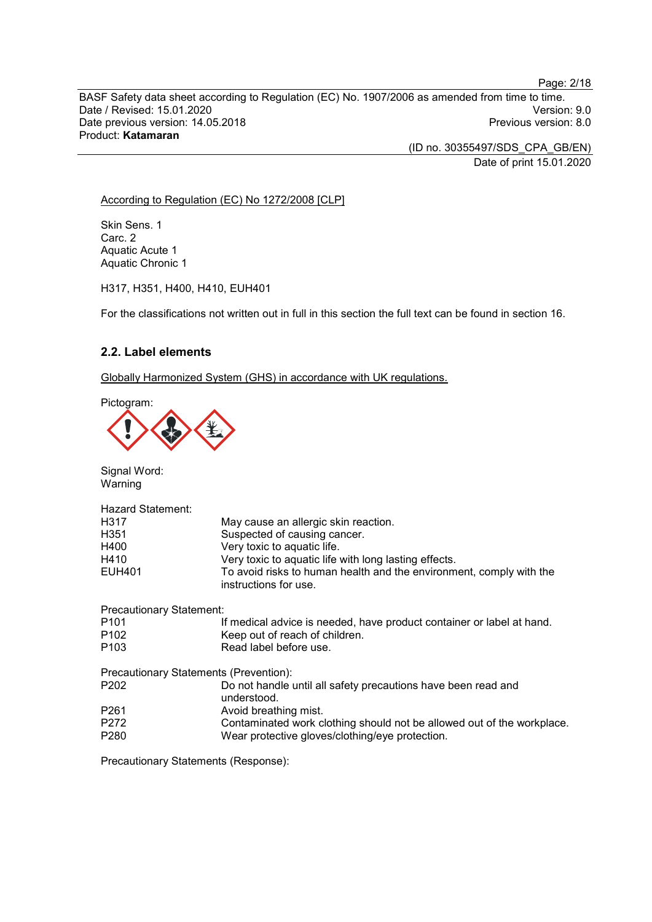According to Regulation (EC) No 1272/2008 [CLP]

Skin Sens. 1
Carc. 2
Aquatic Acute 1
Aquatic Chronic 1

H317, H351, H400, H410, EUH401

For the classifications not written out in full in this section the full text can be found in section 16.

### 2.2. Label elements

Globally Harmonized System (GHS) in accordance with UK regulations.

Pictogram:

Signal Word:
Warning

Hazard Statement:

| | |
|---|---|
| H317 | May cause an allergic skin reaction. |
| H351 | Suspected of causing cancer. |
| H400 | Very toxic to aquatic life. |
| H410 | Very toxic to aquatic life with long lasting effects. |
| EUH401 | To avoid risks to human health and the environment, comply with the instructions for use. |

Precautionary Statement:

| | |
|---|---|
| P101 | If medical advice is needed, have product container or label at hand. |
| P102 | Keep out of reach of children. |
| P103 | Read label before use. |

Precautionary Statements (Prevention):

| | |
|---|---|
| P202 | Do not handle until all safety precautions have been read and understood. |
| P261 | Avoid breathing mist. |
| P272 | Contaminated work clothing should not be allowed out of the workplace. |
| P280 | Wear protective gloves/clothing/eye protection. |

Precautionary Statements (Response):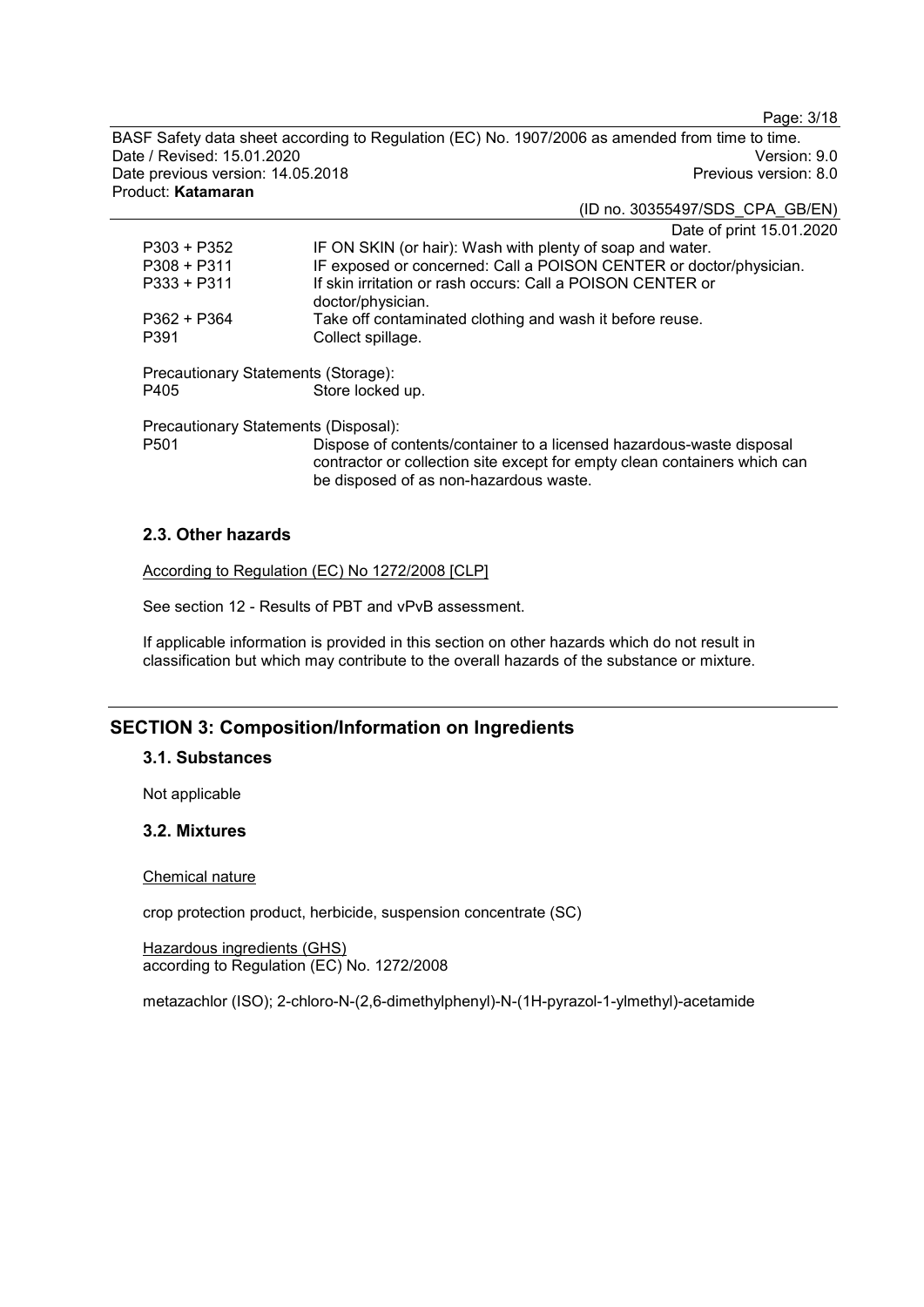| | |
|---|---|
| P303 + P352 | IF ON SKIN (or hair): Wash with plenty of soap and water. |
| P308 + P311 | IF exposed or concerned: Call a POISON CENTER or doctor/physician. |
| P333 + P311 | If skin irritation or rash occurs: Call a POISON CENTER or doctor/physician. |
| P362 + P364 | Take off contaminated clothing and wash it before reuse. |
| P391 | Collect spillage. |

Precautionary Statements (Storage):

| | |
|---|---|
| P405 | Store locked up. |

Precautionary Statements (Disposal):

| | |
|---|---|
| P501 | Dispose of contents/container to a licensed hazardous-waste disposal contractor or collection site except for empty clean containers which can be disposed of as non-hazardous waste. |

### 2.3. Other hazards

According to Regulation (EC) No 1272/2008 [CLP]

See section 12 - Results of PBT and vPvB assessment.

If applicable information is provided in this section on other hazards which do not result in classification but which may contribute to the overall hazards of the substance or mixture.

## SECTION 3: Composition/Information on Ingredients

### 3.1. Substances

Not applicable

### 3.2. Mixtures

Chemical nature

crop protection product, herbicide, suspension concentrate (SC)

Hazardous ingredients (GHS)
according to Regulation (EC) No. 1272/2008

metazachlor (ISO); 2-chloro-N-(2,6-dimethylphenyl)-N-(1H-pyrazol-1-ylmethyl)-acetamide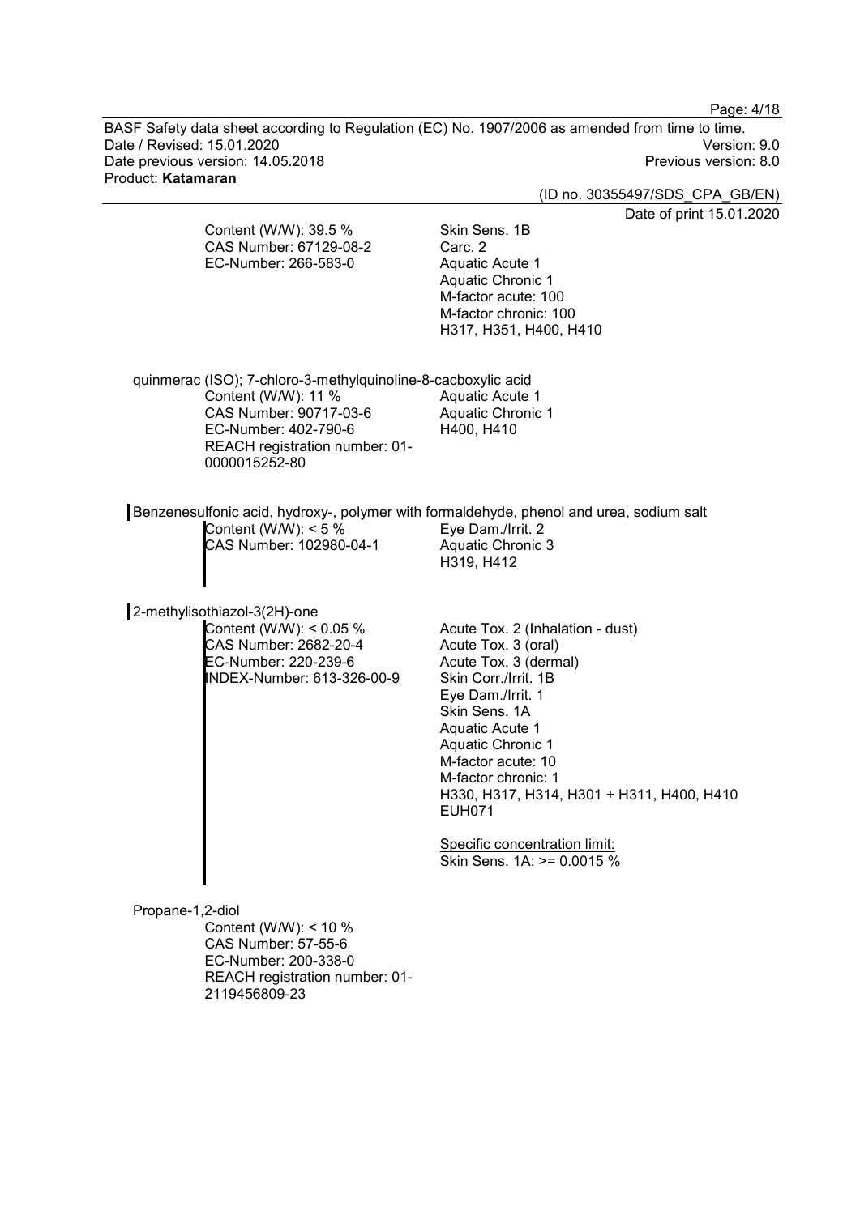Content (W/W): 39.5 %
CAS Number: 67129-08-2
EC-Number: 266-583-0

Skin Sens. 1B
Carc. 2
Aquatic Acute 1
Aquatic Chronic 1
M-factor acute: 100
M-factor chronic: 100
H317, H351, H400, H410

quinmerac (ISO); 7-chloro-3-methylquinoline-8-cacboxylic acid

Content (W/W): 11 %
CAS Number: 90717-03-6
EC-Number: 402-790-6
REACH registration number: 01-0000015252-80

Aquatic Acute 1
Aquatic Chronic 1
H400, H410

Benzenesulfonic acid, hydroxy-, polymer with formaldehyde, phenol and urea, sodium salt

Content (W/W): < 5 %
CAS Number: 102980-04-1

Eye Dam./Irrit. 2
Aquatic Chronic 3
H319, H412

2-methylisothiazol-3(2H)-one

Content (W/W): < 0.05 %
CAS Number: 2682-20-4
EC-Number: 220-239-6
INDEX-Number: 613-326-00-9

Acute Tox. 2 (Inhalation - dust)
Acute Tox. 3 (oral)
Acute Tox. 3 (dermal)
Skin Corr./Irrit. 1B
Eye Dam./Irrit. 1
Skin Sens. 1A
Aquatic Acute 1
Aquatic Chronic 1
M-factor acute: 10
M-factor chronic: 1
H330, H317, H314, H301 + H311, H400, H410
EUH071

Specific concentration limit:
Skin Sens. 1A: >= 0.0015 %

Propane-1,2-diol

Content (W/W): < 10 %
CAS Number: 57-55-6
EC-Number: 200-338-0
REACH registration number: 01-2119456809-23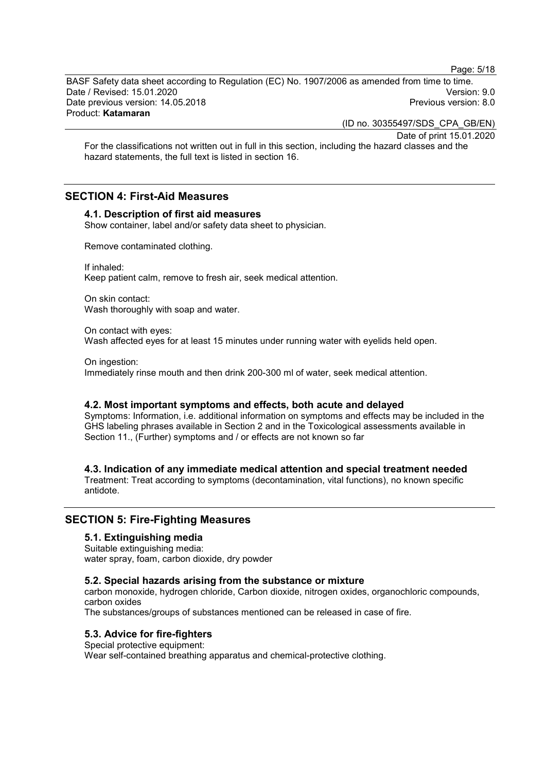For the classifications not written out in full in this section, including the hazard classes and the hazard statements, the full text is listed in section 16.

## SECTION 4: First-Aid Measures

### 4.1. Description of first aid measures

Show container, label and/or safety data sheet to physician.

Remove contaminated clothing.

If inhaled:
Keep patient calm, remove to fresh air, seek medical attention.

On skin contact:
Wash thoroughly with soap and water.

On contact with eyes:
Wash affected eyes for at least 15 minutes under running water with eyelids held open.

On ingestion:
Immediately rinse mouth and then drink 200-300 ml of water, seek medical attention.

### 4.2. Most important symptoms and effects, both acute and delayed

Symptoms: Information, i.e. additional information on symptoms and effects may be included in the GHS labeling phrases available in Section 2 and in the Toxicological assessments available in Section 11., (Further) symptoms and / or effects are not known so far

### 4.3. Indication of any immediate medical attention and special treatment needed

Treatment: Treat according to symptoms (decontamination, vital functions), no known specific antidote.

## SECTION 5: Fire-Fighting Measures

### 5.1. Extinguishing media

Suitable extinguishing media:
water spray, foam, carbon dioxide, dry powder

### 5.2. Special hazards arising from the substance or mixture

carbon monoxide, hydrogen chloride, Carbon dioxide, nitrogen oxides, organochloric compounds, carbon oxides
The substances/groups of substances mentioned can be released in case of fire.

### 5.3. Advice for fire-fighters

Special protective equipment:
Wear self-contained breathing apparatus and chemical-protective clothing.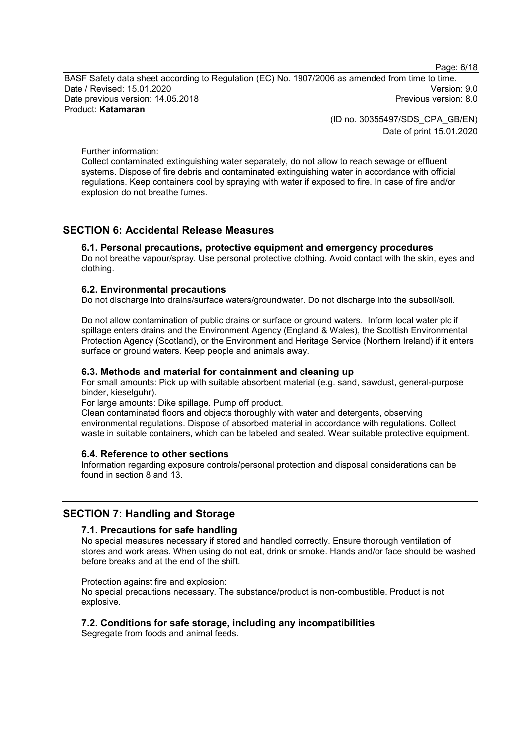Further information:
Collect contaminated extinguishing water separately, do not allow to reach sewage or effluent systems. Dispose of fire debris and contaminated extinguishing water in accordance with official regulations. Keep containers cool by spraying with water if exposed to fire. In case of fire and/or explosion do not breathe fumes.

## SECTION 6: Accidental Release Measures

### 6.1. Personal precautions, protective equipment and emergency procedures

Do not breathe vapour/spray. Use personal protective clothing. Avoid contact with the skin, eyes and clothing.

### 6.2. Environmental precautions

Do not discharge into drains/surface waters/groundwater. Do not discharge into the subsoil/soil.

Do not allow contamination of public drains or surface or ground waters. Inform local water plc if spillage enters drains and the Environment Agency (England & Wales), the Scottish Environmental Protection Agency (Scotland), or the Environment and Heritage Service (Northern Ireland) if it enters surface or ground waters. Keep people and animals away.

### 6.3. Methods and material for containment and cleaning up

For small amounts: Pick up with suitable absorbent material (e.g. sand, sawdust, general-purpose binder, kieselguhr).
For large amounts: Dike spillage. Pump off product.
Clean contaminated floors and objects thoroughly with water and detergents, observing environmental regulations. Dispose of absorbed material in accordance with regulations. Collect waste in suitable containers, which can be labeled and sealed. Wear suitable protective equipment.

### 6.4. Reference to other sections

Information regarding exposure controls/personal protection and disposal considerations can be found in section 8 and 13.

## SECTION 7: Handling and Storage

### 7.1. Precautions for safe handling

No special measures necessary if stored and handled correctly. Ensure thorough ventilation of stores and work areas. When using do not eat, drink or smoke. Hands and/or face should be washed before breaks and at the end of the shift.

Protection against fire and explosion:
No special precautions necessary. The substance/product is non-combustible. Product is not explosive.

### 7.2. Conditions for safe storage, including any incompatibilities

Segregate from foods and animal feeds.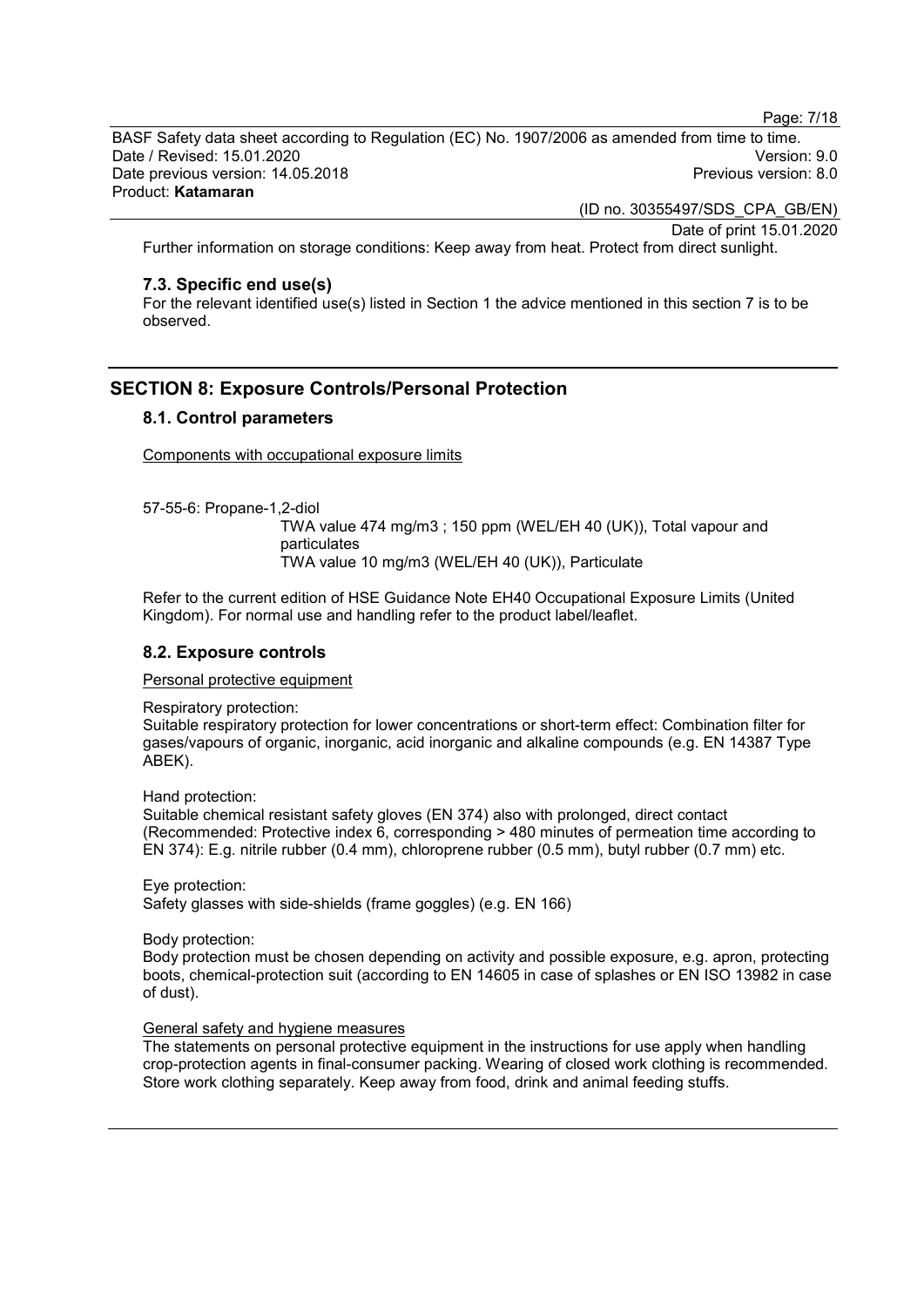Further information on storage conditions: Keep away from heat. Protect from direct sunlight.

### 7.3. Specific end use(s)

For the relevant identified use(s) listed in Section 1 the advice mentioned in this section 7 is to be observed.

## SECTION 8: Exposure Controls/Personal Protection

### 8.1. Control parameters

Components with occupational exposure limits

57-55-6: Propane-1,2-diol
TWA value 474 mg/m3 ; 150 ppm (WEL/EH 40 (UK)), Total vapour and particulates
TWA value 10 mg/m3 (WEL/EH 40 (UK)), Particulate

Refer to the current edition of HSE Guidance Note EH40 Occupational Exposure Limits (United Kingdom). For normal use and handling refer to the product label/leaflet.

### 8.2. Exposure controls

Personal protective equipment

Respiratory protection:
Suitable respiratory protection for lower concentrations or short-term effect: Combination filter for gases/vapours of organic, inorganic, acid inorganic and alkaline compounds (e.g. EN 14387 Type ABEK).

Hand protection:
Suitable chemical resistant safety gloves (EN 374) also with prolonged, direct contact (Recommended: Protective index 6, corresponding > 480 minutes of permeation time according to EN 374): E.g. nitrile rubber (0.4 mm), chloroprene rubber (0.5 mm), butyl rubber (0.7 mm) etc.

Eye protection:
Safety glasses with side-shields (frame goggles) (e.g. EN 166)

Body protection:
Body protection must be chosen depending on activity and possible exposure, e.g. apron, protecting boots, chemical-protection suit (according to EN 14605 in case of splashes or EN ISO 13982 in case of dust).

General safety and hygiene measures

The statements on personal protective equipment in the instructions for use apply when handling crop-protection agents in final-consumer packing. Wearing of closed work clothing is recommended. Store work clothing separately. Keep away from food, drink and animal feeding stuffs.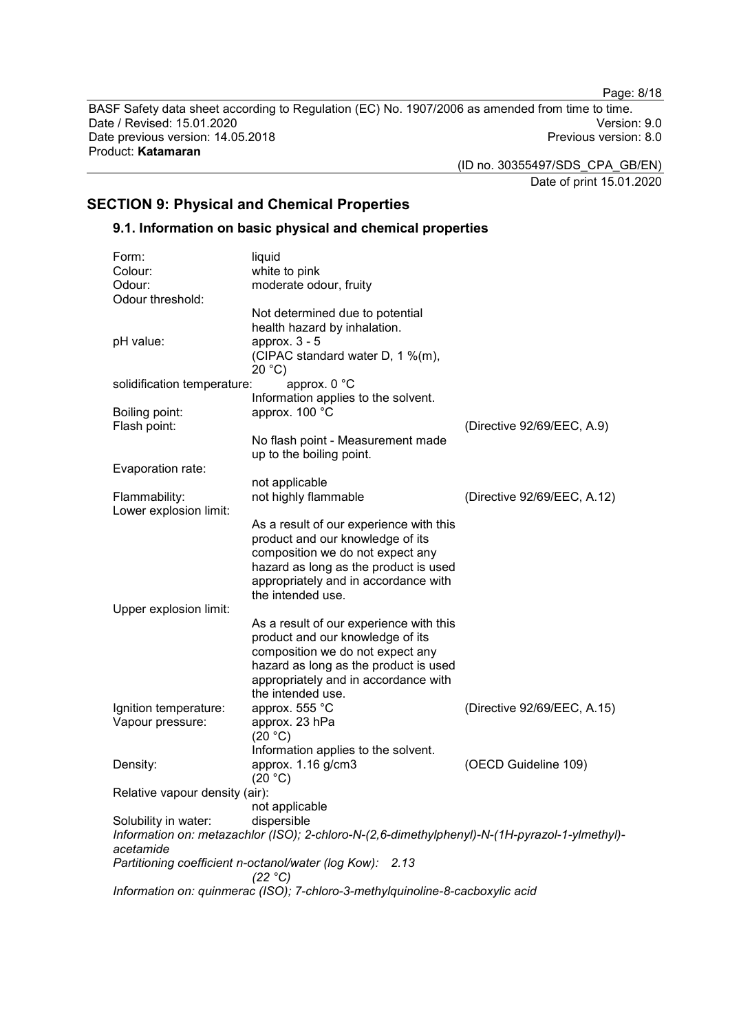## SECTION 9: Physical and Chemical Properties

### 9.1. Information on basic physical and chemical properties

| | | |
|---|---|---|
| Form: | liquid | |
| Colour: | white to pink | |
| Odour: | moderate odour, fruity | |
| Odour threshold: | Not determined due to potential health hazard by inhalation. | |
| pH value: | approx. 3 - 5 (CIPAC standard water D, 1 %(m), 20 °C) | |
| solidification temperature: | approx. 0 °C Information applies to the solvent. | |
| Boiling point: | approx. 100 °C | |
| Flash point: | No flash point - Measurement made up to the boiling point. | (Directive 92/69/EEC, A.9) |
| Evaporation rate: | not applicable | |
| Flammability: | not highly flammable | (Directive 92/69/EEC, A.12) |
| Lower explosion limit: | As a result of our experience with this product and our knowledge of its composition we do not expect any hazard as long as the product is used appropriately and in accordance with the intended use. | |
| Upper explosion limit: | As a result of our experience with this product and our knowledge of its composition we do not expect any hazard as long as the product is used appropriately and in accordance with the intended use. | |
| Ignition temperature: | approx. 555 °C | (Directive 92/69/EEC, A.15) |
| Vapour pressure: | approx. 23 hPa (20 °C) Information applies to the solvent. | |
| Density: | approx. 1.16 g/cm3 (20 °C) | (OECD Guideline 109) |
| Relative vapour density (air): | not applicable | |
| Solubility in water: | dispersible | |

*Information on: metazachlor (ISO); 2-chloro-N-(2,6-dimethylphenyl)-N-(1H-pyrazol-1-ylmethyl)-acetamide*

*Partitioning coefficient n-octanol/water (log Kow): 2.13 (22 °C)*

*Information on: quinmerac (ISO); 7-chloro-3-methylquinoline-8-cacboxylic acid*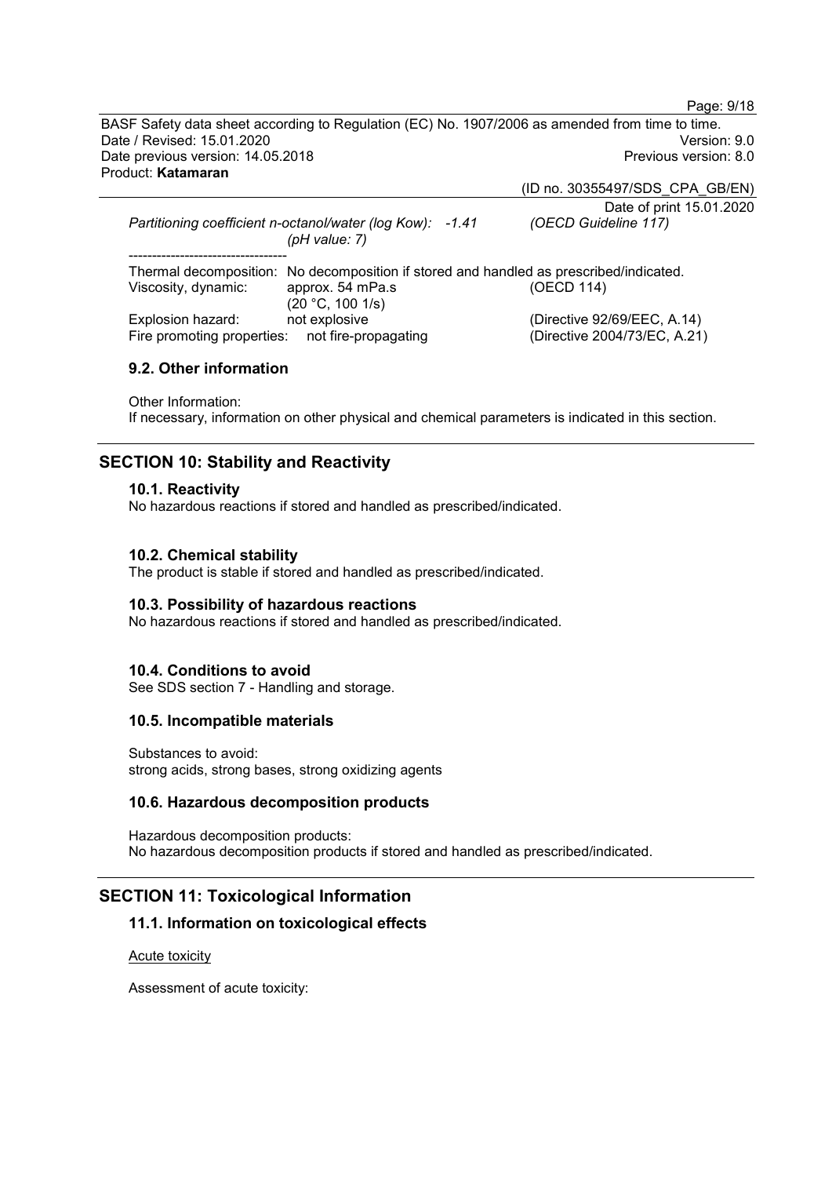*Partitioning coefficient n-octanol/water (log Kow): -1.41 (OECD Guideline 117)*
*(pH value: 7)*

----------------------------------

Thermal decomposition: No decomposition if stored and handled as prescribed/indicated.

Viscosity, dynamic: approx. 54 mPa.s (OECD 114)
(20 °C, 100 1/s)

Explosion hazard: not explosive (Directive 92/69/EEC, A.14)

Fire promoting properties: not fire-propagating (Directive 2004/73/EC, A.21)

### 9.2. Other information

Other Information:
If necessary, information on other physical and chemical parameters is indicated in this section.

---

## SECTION 10: Stability and Reactivity

### 10.1. Reactivity

No hazardous reactions if stored and handled as prescribed/indicated.

### 10.2. Chemical stability

The product is stable if stored and handled as prescribed/indicated.

### 10.3. Possibility of hazardous reactions

No hazardous reactions if stored and handled as prescribed/indicated.

### 10.4. Conditions to avoid

See SDS section 7 - Handling and storage.

### 10.5. Incompatible materials

Substances to avoid:
strong acids, strong bases, strong oxidizing agents

### 10.6. Hazardous decomposition products

Hazardous decomposition products:
No hazardous decomposition products if stored and handled as prescribed/indicated.

---

## SECTION 11: Toxicological Information

### 11.1. Information on toxicological effects

Acute toxicity

Assessment of acute toxicity: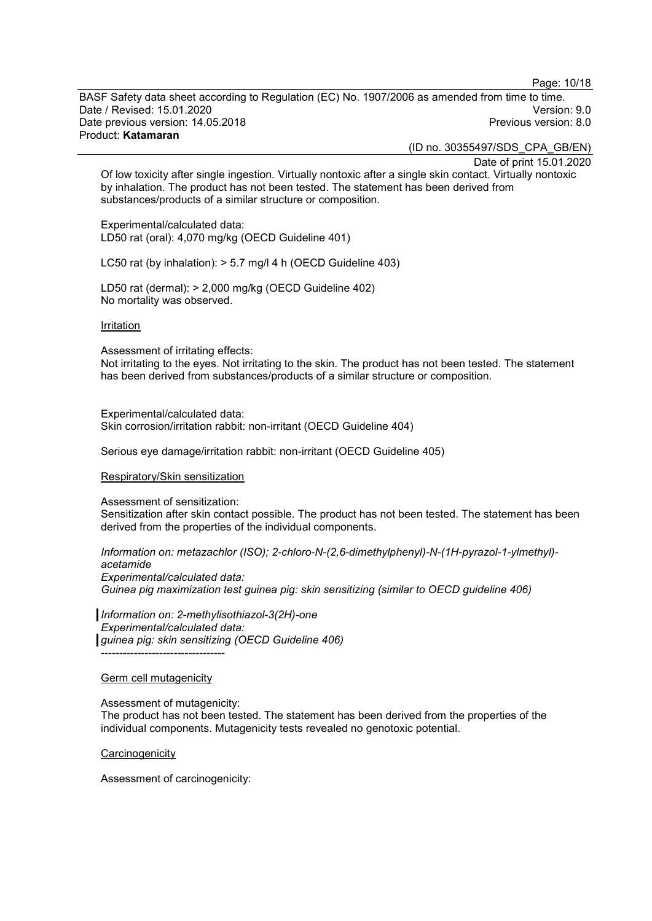Of low toxicity after single ingestion. Virtually nontoxic after a single skin contact. Virtually nontoxic by inhalation. The product has not been tested. The statement has been derived from substances/products of a similar structure or composition.

Experimental/calculated data:
LD50 rat (oral): 4,070 mg/kg (OECD Guideline 401)

LC50 rat (by inhalation): > 5.7 mg/l 4 h (OECD Guideline 403)

LD50 rat (dermal): > 2,000 mg/kg (OECD Guideline 402)
No mortality was observed.

Irritation

Assessment of irritating effects:
Not irritating to the eyes. Not irritating to the skin. The product has not been tested. The statement has been derived from substances/products of a similar structure or composition.

Experimental/calculated data:
Skin corrosion/irritation rabbit: non-irritant (OECD Guideline 404)

Serious eye damage/irritation rabbit: non-irritant (OECD Guideline 405)

Respiratory/Skin sensitization

Assessment of sensitization:
Sensitization after skin contact possible. The product has not been tested. The statement has been derived from the properties of the individual components.

*Information on: metazachlor (ISO); 2-chloro-N-(2,6-dimethylphenyl)-N-(1H-pyrazol-1-ylmethyl)-acetamide*
*Experimental/calculated data:*
*Guinea pig maximization test guinea pig: skin sensitizing (similar to OECD guideline 406)*

*Information on: 2-methylisothiazol-3(2H)-one*
*Experimental/calculated data:*
*guinea pig: skin sensitizing (OECD Guideline 406)*

----------------------------------

Germ cell mutagenicity

Assessment of mutagenicity:
The product has not been tested. The statement has been derived from the properties of the individual components. Mutagenicity tests revealed no genotoxic potential.

Carcinogenicity

Assessment of carcinogenicity: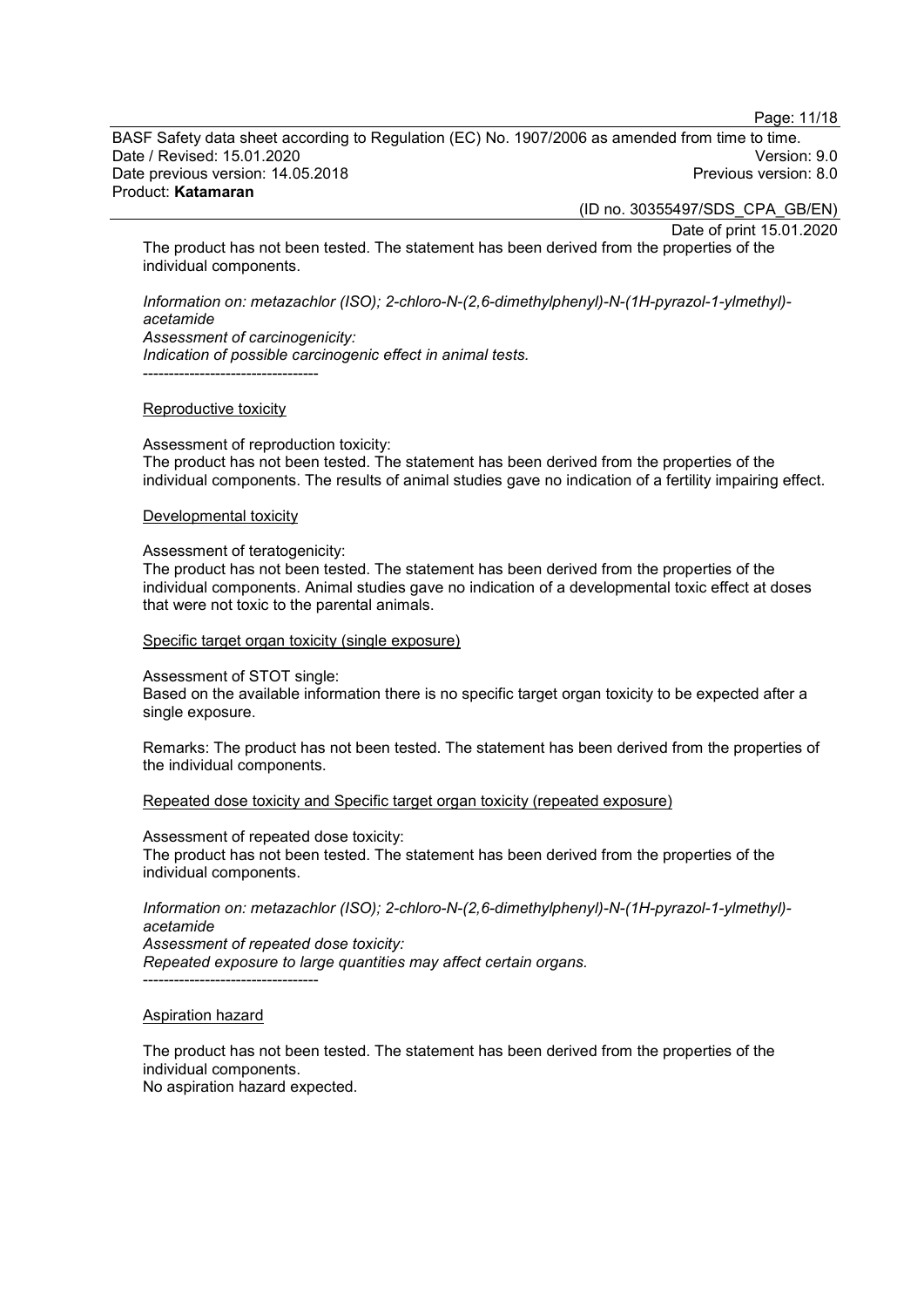The product has not been tested. The statement has been derived from the properties of the individual components.

*Information on: metazachlor (ISO); 2-chloro-N-(2,6-dimethylphenyl)-N-(1H-pyrazol-1-ylmethyl)-acetamide*
*Assessment of carcinogenicity:*
*Indication of possible carcinogenic effect in animal tests.*
----------------------------------

Reproductive toxicity

Assessment of reproduction toxicity:
The product has not been tested. The statement has been derived from the properties of the individual components. The results of animal studies gave no indication of a fertility impairing effect.

Developmental toxicity

Assessment of teratogenicity:
The product has not been tested. The statement has been derived from the properties of the individual components. Animal studies gave no indication of a developmental toxic effect at doses that were not toxic to the parental animals.

Specific target organ toxicity (single exposure)

Assessment of STOT single:
Based on the available information there is no specific target organ toxicity to be expected after a single exposure.

Remarks: The product has not been tested. The statement has been derived from the properties of the individual components.

Repeated dose toxicity and Specific target organ toxicity (repeated exposure)

Assessment of repeated dose toxicity:
The product has not been tested. The statement has been derived from the properties of the individual components.

*Information on: metazachlor (ISO); 2-chloro-N-(2,6-dimethylphenyl)-N-(1H-pyrazol-1-ylmethyl)-acetamide*
*Assessment of repeated dose toxicity:*
*Repeated exposure to large quantities may affect certain organs.*
----------------------------------

Aspiration hazard

The product has not been tested. The statement has been derived from the properties of the individual components.
No aspiration hazard expected.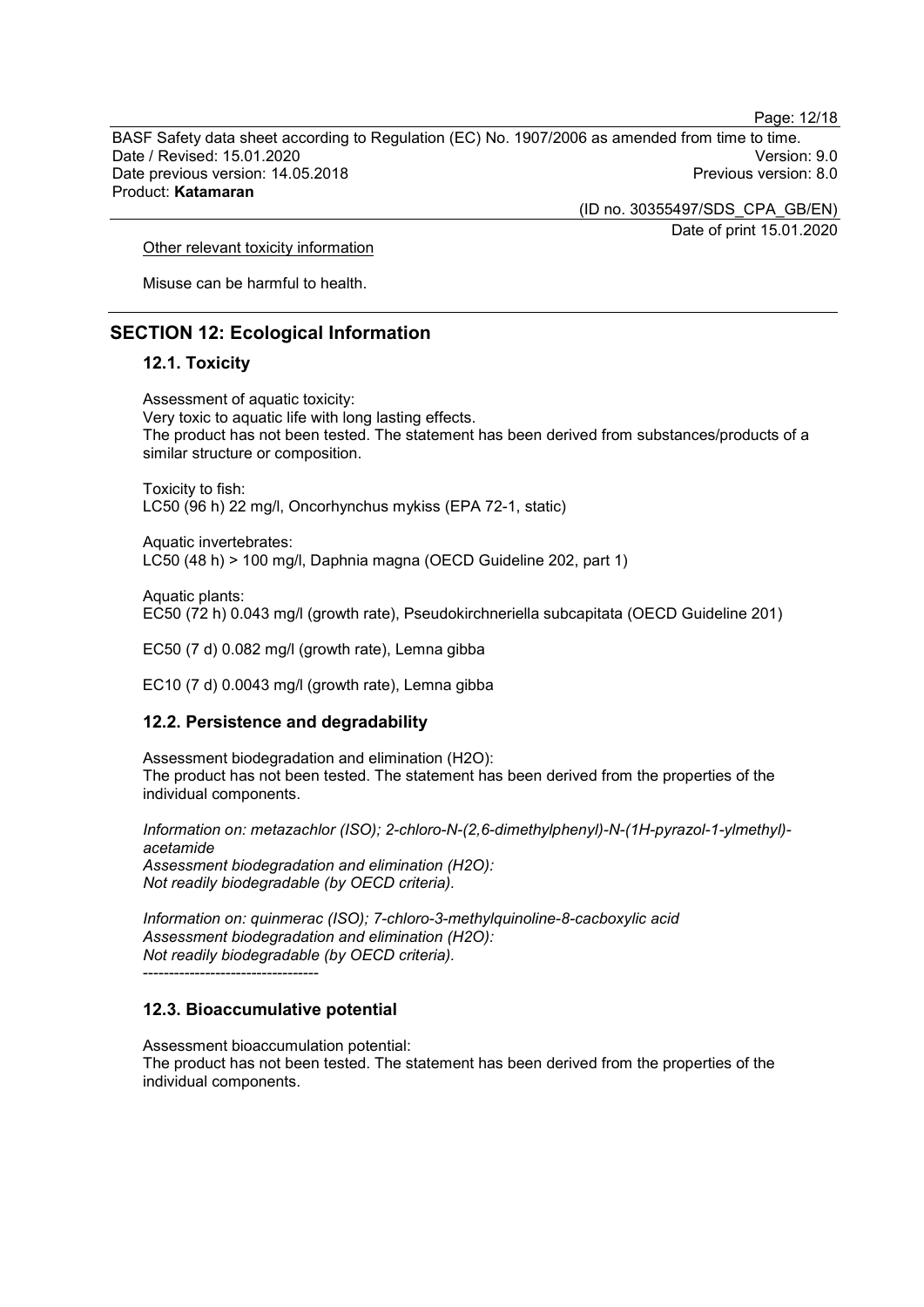Other relevant toxicity information

Misuse can be harmful to health.

## SECTION 12: Ecological Information

### 12.1. Toxicity

Assessment of aquatic toxicity:
Very toxic to aquatic life with long lasting effects.
The product has not been tested. The statement has been derived from substances/products of a similar structure or composition.

Toxicity to fish:
LC50 (96 h) 22 mg/l, Oncorhynchus mykiss (EPA 72-1, static)

Aquatic invertebrates:
LC50 (48 h) > 100 mg/l, Daphnia magna (OECD Guideline 202, part 1)

Aquatic plants:
EC50 (72 h) 0.043 mg/l (growth rate), Pseudokirchneriella subcapitata (OECD Guideline 201)

EC50 (7 d) 0.082 mg/l (growth rate), Lemna gibba

EC10 (7 d) 0.0043 mg/l (growth rate), Lemna gibba

### 12.2. Persistence and degradability

Assessment biodegradation and elimination (H2O):
The product has not been tested. The statement has been derived from the properties of the individual components.

*Information on: metazachlor (ISO); 2-chloro-N-(2,6-dimethylphenyl)-N-(1H-pyrazol-1-ylmethyl)-acetamide*
*Assessment biodegradation and elimination (H2O):*
*Not readily biodegradable (by OECD criteria).*

*Information on: quinmerac (ISO); 7-chloro-3-methylquinoline-8-cacboxylic acid*
*Assessment biodegradation and elimination (H2O):*
*Not readily biodegradable (by OECD criteria).*
----------------------------------

### 12.3. Bioaccumulative potential

Assessment bioaccumulation potential:
The product has not been tested. The statement has been derived from the properties of the individual components.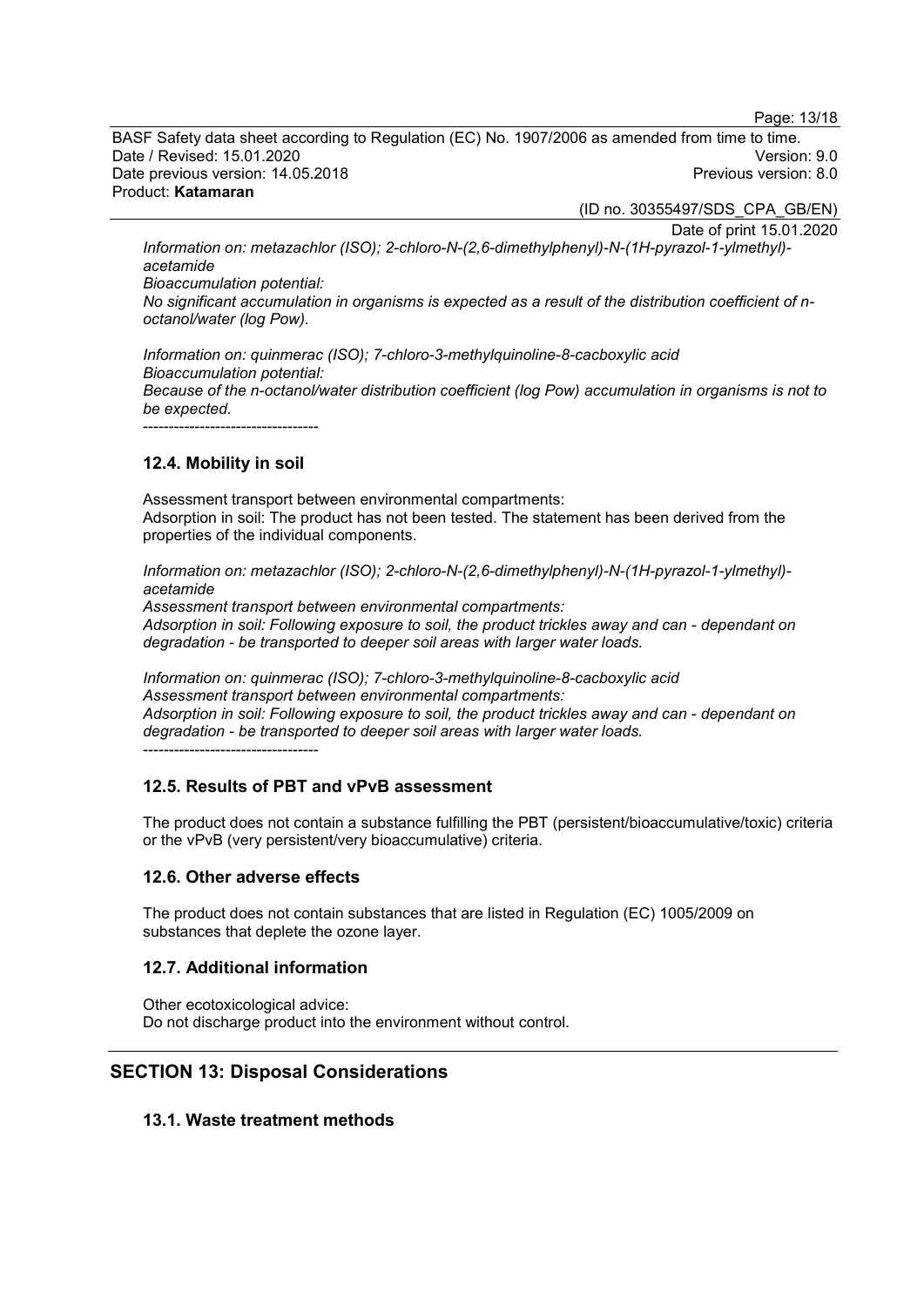*Information on: metazachlor (ISO); 2-chloro-N-(2,6-dimethylphenyl)-N-(1H-pyrazol-1-ylmethyl)-acetamide*
*Bioaccumulation potential:*
*No significant accumulation in organisms is expected as a result of the distribution coefficient of n-octanol/water (log Pow).*

*Information on: quinmerac (ISO); 7-chloro-3-methylquinoline-8-cacboxylic acid*
*Bioaccumulation potential:*
*Because of the n-octanol/water distribution coefficient (log Pow) accumulation in organisms is not to be expected.*
----------------------------------

### 12.4. Mobility in soil

Assessment transport between environmental compartments:
Adsorption in soil: The product has not been tested. The statement has been derived from the properties of the individual components.

*Information on: metazachlor (ISO); 2-chloro-N-(2,6-dimethylphenyl)-N-(1H-pyrazol-1-ylmethyl)-acetamide*
*Assessment transport between environmental compartments:*
*Adsorption in soil: Following exposure to soil, the product trickles away and can - dependant on degradation - be transported to deeper soil areas with larger water loads.*

*Information on: quinmerac (ISO); 7-chloro-3-methylquinoline-8-cacboxylic acid*
*Assessment transport between environmental compartments:*
*Adsorption in soil: Following exposure to soil, the product trickles away and can - dependant on degradation - be transported to deeper soil areas with larger water loads.*
----------------------------------

### 12.5. Results of PBT and vPvB assessment

The product does not contain a substance fulfilling the PBT (persistent/bioaccumulative/toxic) criteria or the vPvB (very persistent/very bioaccumulative) criteria.

### 12.6. Other adverse effects

The product does not contain substances that are listed in Regulation (EC) 1005/2009 on substances that deplete the ozone layer.

### 12.7. Additional information

Other ecotoxicological advice:
Do not discharge product into the environment without control.

## SECTION 13: Disposal Considerations

### 13.1. Waste treatment methods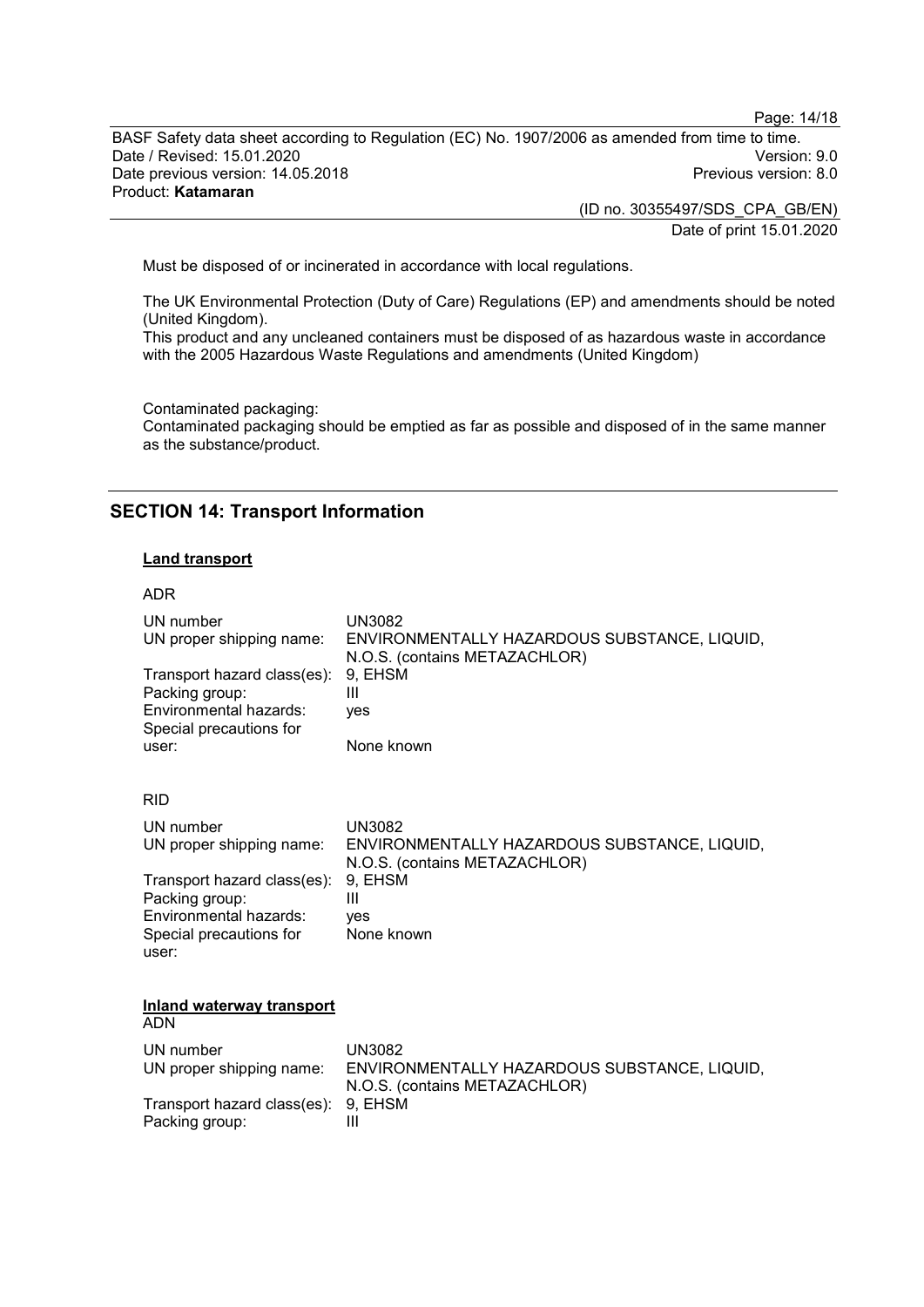Must be disposed of or incinerated in accordance with local regulations.

The UK Environmental Protection (Duty of Care) Regulations (EP) and amendments should be noted (United Kingdom).
This product and any uncleaned containers must be disposed of as hazardous waste in accordance with the 2005 Hazardous Waste Regulations and amendments (United Kingdom)

Contaminated packaging:
Contaminated packaging should be emptied as far as possible and disposed of in the same manner as the substance/product.

## SECTION 14: Transport Information

**Land transport**

ADR

| | |
|---|---|
| UN number | UN3082 |
| UN proper shipping name: | ENVIRONMENTALLY HAZARDOUS SUBSTANCE, LIQUID, N.O.S. (contains METAZACHLOR) |
| Transport hazard class(es): | 9, EHSM |
| Packing group: | III |
| Environmental hazards: | yes |
| Special precautions for user: | None known |

RID

| | |
|---|---|
| UN number | UN3082 |
| UN proper shipping name: | ENVIRONMENTALLY HAZARDOUS SUBSTANCE, LIQUID, N.O.S. (contains METAZACHLOR) |
| Transport hazard class(es): | 9, EHSM |
| Packing group: | III |
| Environmental hazards: | yes |
| Special precautions for user: | None known |

**Inland waterway transport**

ADN

| | |
|---|---|
| UN number | UN3082 |
| UN proper shipping name: | ENVIRONMENTALLY HAZARDOUS SUBSTANCE, LIQUID, N.O.S. (contains METAZACHLOR) |
| Transport hazard class(es): | 9, EHSM |
| Packing group: | III |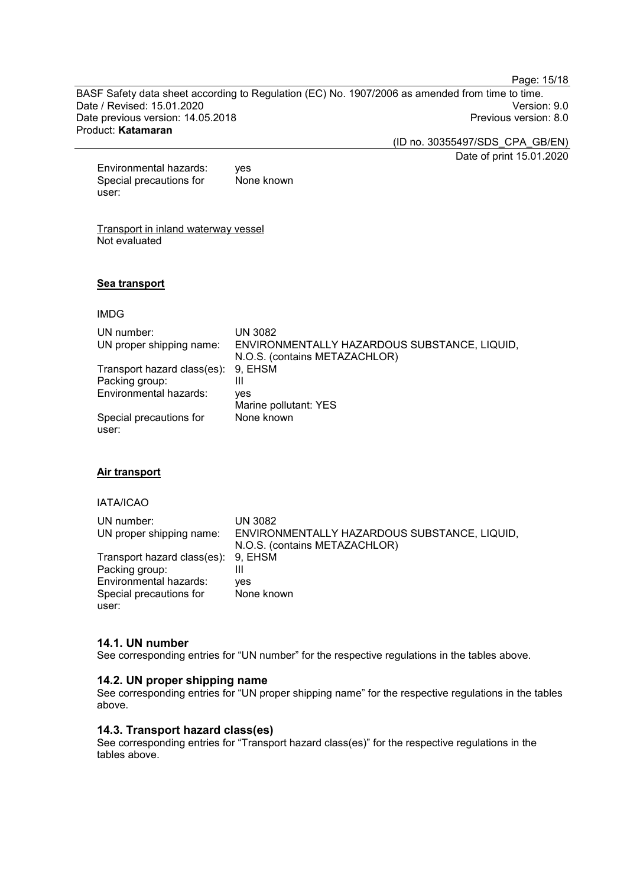| | |
|---|---|
| Environmental hazards: | yes |
| Special precautions for user: | None known |

Transport in inland waterway vessel
Not evaluated

**Sea transport**

IMDG

| | |
|---|---|
| UN number: | UN 3082 |
| UN proper shipping name: | ENVIRONMENTALLY HAZARDOUS SUBSTANCE, LIQUID, N.O.S. (contains METAZACHLOR) |
| Transport hazard class(es): | 9, EHSM |
| Packing group: | III |
| Environmental hazards: | yes<br>Marine pollutant: YES |
| Special precautions for user: | None known |

**Air transport**

IATA/ICAO

| | |
|---|---|
| UN number: | UN 3082 |
| UN proper shipping name: | ENVIRONMENTALLY HAZARDOUS SUBSTANCE, LIQUID, N.O.S. (contains METAZACHLOR) |
| Transport hazard class(es): | 9, EHSM |
| Packing group: | III |
| Environmental hazards: | yes |
| Special precautions for user: | None known |

### 14.1. UN number

See corresponding entries for “UN number” for the respective regulations in the tables above.

### 14.2. UN proper shipping name

See corresponding entries for “UN proper shipping name” for the respective regulations in the tables above.

### 14.3. Transport hazard class(es)

See corresponding entries for “Transport hazard class(es)” for the respective regulations in the tables above.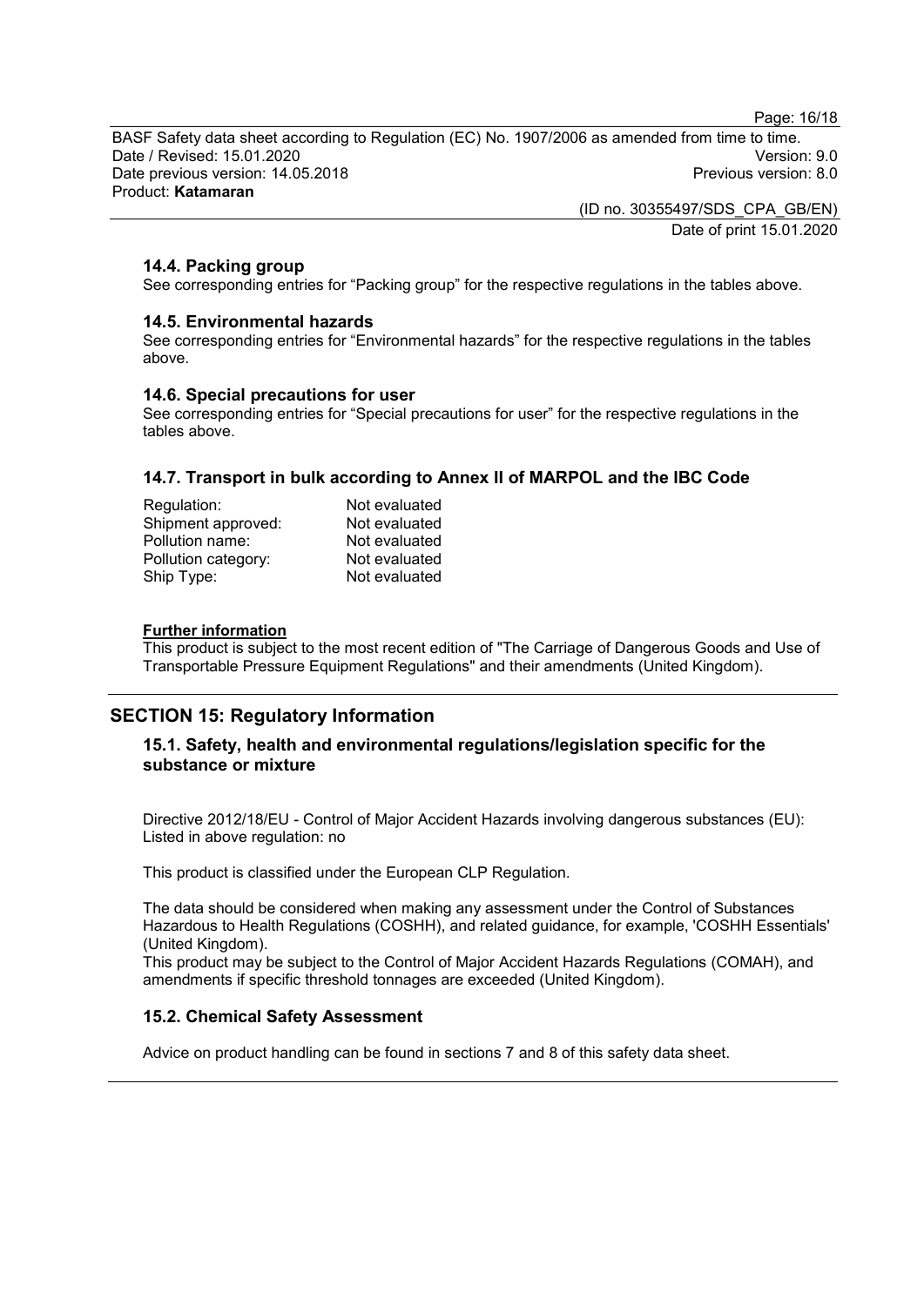### 14.4. Packing group

See corresponding entries for “Packing group” for the respective regulations in the tables above.

### 14.5. Environmental hazards

See corresponding entries for “Environmental hazards” for the respective regulations in the tables above.

### 14.6. Special precautions for user

See corresponding entries for “Special precautions for user” for the respective regulations in the tables above.

### 14.7. Transport in bulk according to Annex II of MARPOL and the IBC Code

| | |
|---|---|
| Regulation: | Not evaluated |
| Shipment approved: | Not evaluated |
| Pollution name: | Not evaluated |
| Pollution category: | Not evaluated |
| Ship Type: | Not evaluated |

**Further information**

This product is subject to the most recent edition of "The Carriage of Dangerous Goods and Use of Transportable Pressure Equipment Regulations" and their amendments (United Kingdom).

## SECTION 15: Regulatory Information

### 15.1. Safety, health and environmental regulations/legislation specific for the substance or mixture

Directive 2012/18/EU - Control of Major Accident Hazards involving dangerous substances (EU): Listed in above regulation: no

This product is classified under the European CLP Regulation.

The data should be considered when making any assessment under the Control of Substances Hazardous to Health Regulations (COSHH), and related guidance, for example, 'COSHH Essentials' (United Kingdom).

This product may be subject to the Control of Major Accident Hazards Regulations (COMAH), and amendments if specific threshold tonnages are exceeded (United Kingdom).

### 15.2. Chemical Safety Assessment

Advice on product handling can be found in sections 7 and 8 of this safety data sheet.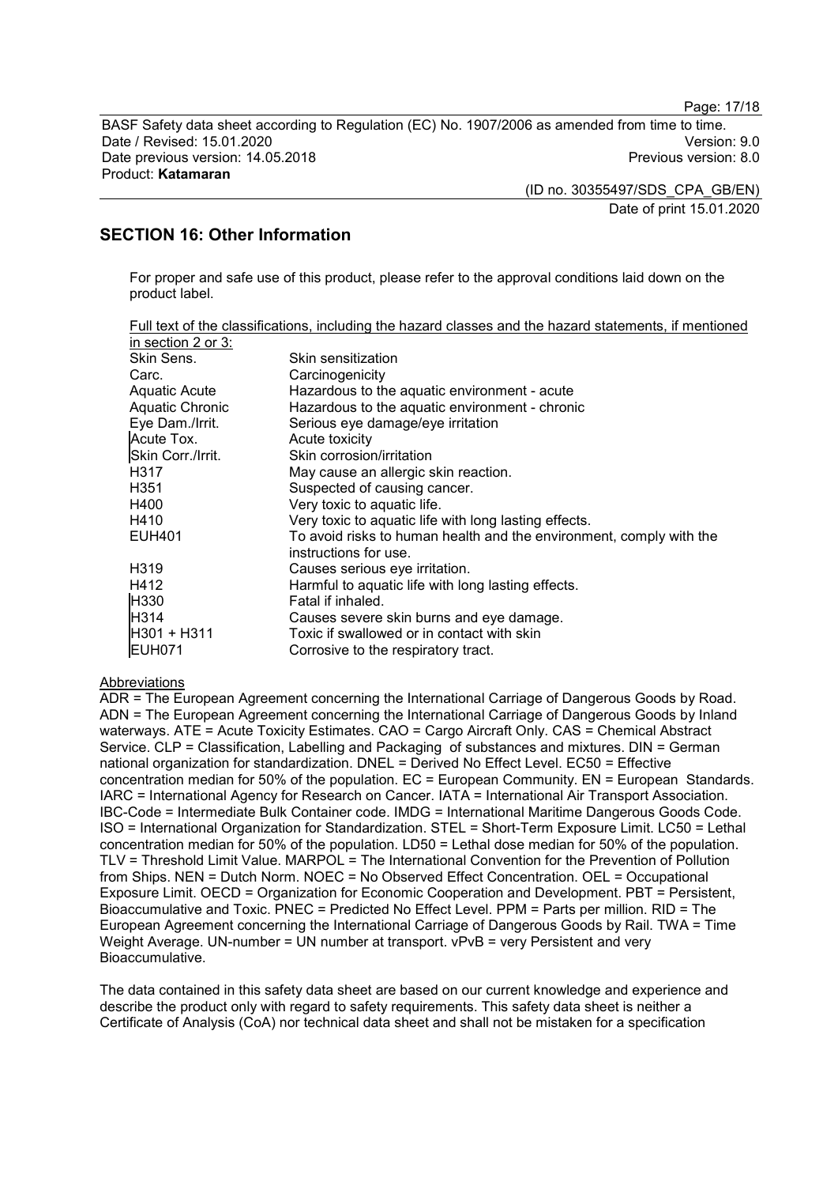## SECTION 16: Other Information

For proper and safe use of this product, please refer to the approval conditions laid down on the product label.

Full text of the classifications, including the hazard classes and the hazard statements, if mentioned in section 2 or 3:

| | |
|---|---|
| Skin Sens. | Skin sensitization |
| Carc. | Carcinogenicity |
| Aquatic Acute | Hazardous to the aquatic environment - acute |
| Aquatic Chronic | Hazardous to the aquatic environment - chronic |
| Eye Dam./Irrit. | Serious eye damage/eye irritation |
| Acute Tox. | Acute toxicity |
| Skin Corr./Irrit. | Skin corrosion/irritation |
| H317 | May cause an allergic skin reaction. |
| H351 | Suspected of causing cancer. |
| H400 | Very toxic to aquatic life. |
| H410 | Very toxic to aquatic life with long lasting effects. |
| EUH401 | To avoid risks to human health and the environment, comply with the instructions for use. |
| H319 | Causes serious eye irritation. |
| H412 | Harmful to aquatic life with long lasting effects. |
| H330 | Fatal if inhaled. |
| H314 | Causes severe skin burns and eye damage. |
| H301 + H311 | Toxic if swallowed or in contact with skin |
| EUH071 | Corrosive to the respiratory tract. |

Abbreviations

ADR = The European Agreement concerning the International Carriage of Dangerous Goods by Road. ADN = The European Agreement concerning the International Carriage of Dangerous Goods by Inland waterways. ATE = Acute Toxicity Estimates. CAO = Cargo Aircraft Only. CAS = Chemical Abstract Service. CLP = Classification, Labelling and Packaging of substances and mixtures. DIN = German national organization for standardization. DNEL = Derived No Effect Level. EC50 = Effective concentration median for 50% of the population. EC = European Community. EN = European Standards. IARC = International Agency for Research on Cancer. IATA = International Air Transport Association. IBC-Code = Intermediate Bulk Container code. IMDG = International Maritime Dangerous Goods Code. ISO = International Organization for Standardization. STEL = Short-Term Exposure Limit. LC50 = Lethal concentration median for 50% of the population. LD50 = Lethal dose median for 50% of the population. TLV = Threshold Limit Value. MARPOL = The International Convention for the Prevention of Pollution from Ships. NEN = Dutch Norm. NOEC = No Observed Effect Concentration. OEL = Occupational Exposure Limit. OECD = Organization for Economic Cooperation and Development. PBT = Persistent, Bioaccumulative and Toxic. PNEC = Predicted No Effect Level. PPM = Parts per million. RID = The European Agreement concerning the International Carriage of Dangerous Goods by Rail. TWA = Time Weight Average. UN-number = UN number at transport. vPvB = very Persistent and very Bioaccumulative.

The data contained in this safety data sheet are based on our current knowledge and experience and describe the product only with regard to safety requirements. This safety data sheet is neither a Certificate of Analysis (CoA) nor technical data sheet and shall not be mistaken for a specification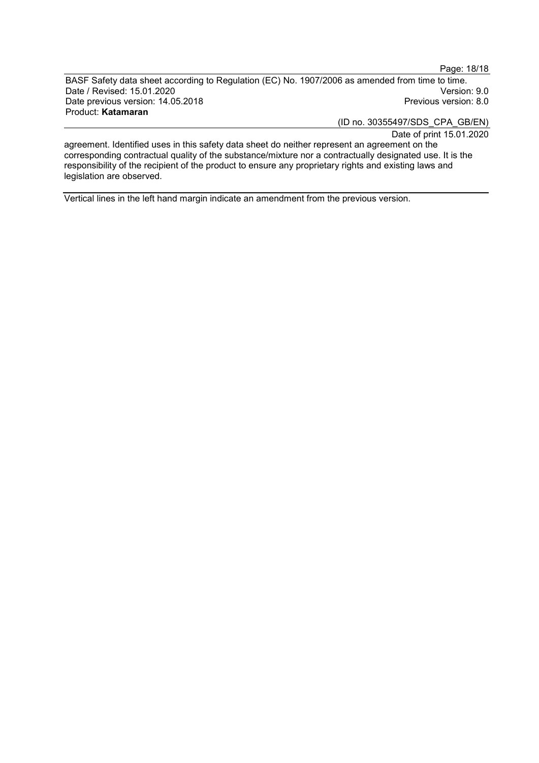agreement. Identified uses in this safety data sheet do neither represent an agreement on the corresponding contractual quality of the substance/mixture nor a contractually designated use. It is the responsibility of the recipient of the product to ensure any proprietary rights and existing laws and legislation are observed.

---

Vertical lines in the left hand margin indicate an amendment from the previous version.